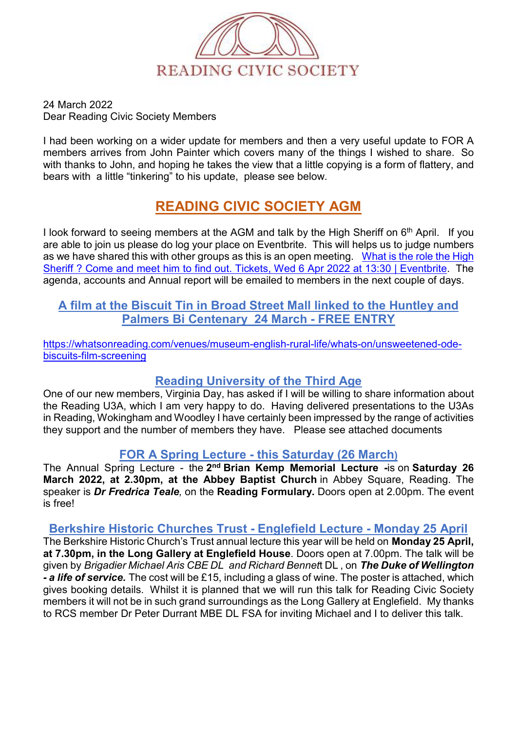READING CIVIC SOCIETY

24 March 2022
Dear Reading Civic Society Members

I had been working on a wider update for members and then a very useful update to FOR A members arrives from John Painter which covers many of the things I wished to share. So with thanks to John, and hoping he takes the view that a little copying is a form of flattery, and bears with a little "tinkering" to his update, please see below.

## READING CIVIC SOCIETY AGM

I look forward to seeing members at the AGM and talk by the High Sheriff on 6th April. If you are able to join us please do log your place on Eventbrite. This will helps us to judge numbers as we have shared this with other groups as this is an open meeting. What is the role the High Sheriff ? Come and meet him to find out. Tickets, Wed 6 Apr 2022 at 13:30 | Eventbrite. The agenda, accounts and Annual report will be emailed to members in the next couple of days.

### A film at the Biscuit Tin in Broad Street Mall linked to the Huntley and Palmers Bi Centenary 24 March - FREE ENTRY

https://whatsonreading.com/venues/museum-english-rural-life/whats-on/unsweetened-ode-biscuits-film-screening

### Reading University of the Third Age

One of our new members, Virginia Day, has asked if I will be willing to share information about the Reading U3A, which I am very happy to do. Having delivered presentations to the U3As in Reading, Wokingham and Woodley I have certainly been impressed by the range of activities they support and the number of members they have. Please see attached documents

### FOR A Spring Lecture - this Saturday (26 March)

The Annual Spring Lecture - the **2nd Brian Kemp Memorial Lecture -**is on **Saturday 26 March 2022, at 2.30pm, at the Abbey Baptist Church** in Abbey Square, Reading. The speaker is ***Dr Fredrica Teale****,* on the **Reading Formulary.** Doors open at 2.00pm. The event is free!

### Berkshire Historic Churches Trust - Englefield Lecture - Monday 25 April

The Berkshire Historic Church's Trust annual lecture this year will be held on **Monday 25 April, at 7.30pm, in the Long Gallery at Englefield House**. Doors open at 7.00pm. The talk will be given by *Brigadier Michael Aris CBE DL and Richard Bennett* DL , on ***The Duke of Wellington - a life of service.*** The cost will be £15, including a glass of wine. The poster is attached, which gives booking details. Whilst it is planned that we will run this talk for Reading Civic Society members it will not be in such grand surroundings as the Long Gallery at Englefield. My thanks to RCS member Dr Peter Durrant MBE DL FSA for inviting Michael and I to deliver this talk.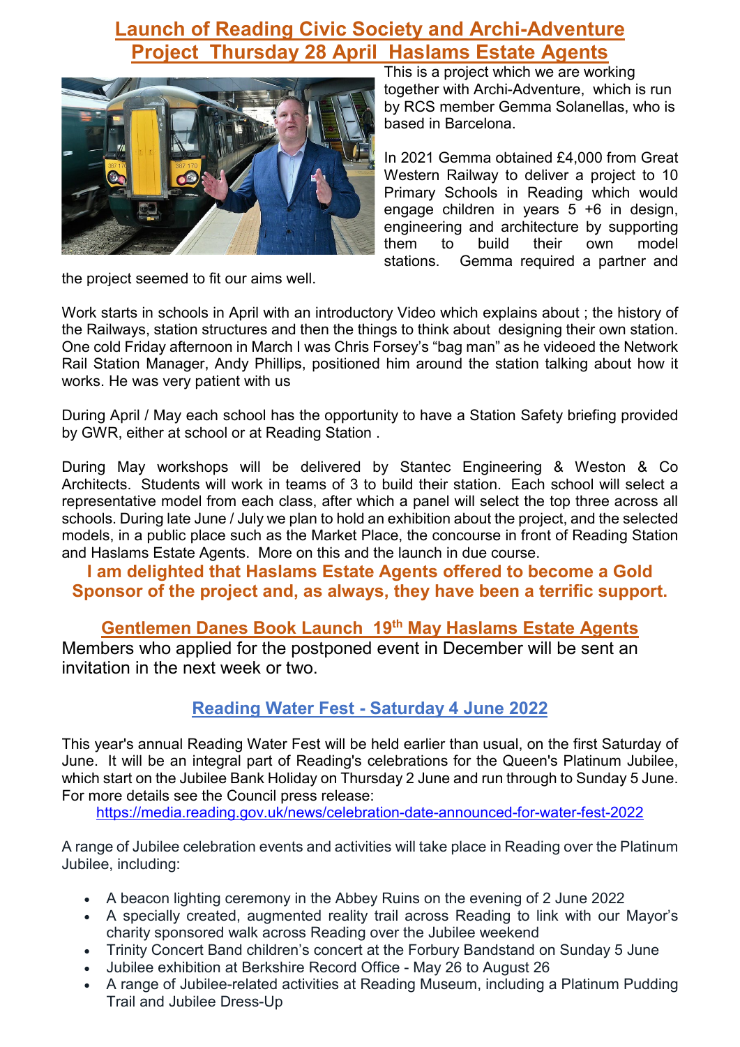## Launch of Reading Civic Society and Archi-Adventure Project Thursday 28 April Haslams Estate Agents

This is a project which we are working together with Archi-Adventure, which is run by RCS member Gemma Solanellas, who is based in Barcelona.

In 2021 Gemma obtained £4,000 from Great Western Railway to deliver a project to 10 Primary Schools in Reading which would engage children in years 5 +6 in design, engineering and architecture by supporting them to build their own model stations. Gemma required a partner and the project seemed to fit our aims well.

Work starts in schools in April with an introductory Video which explains about ; the history of the Railways, station structures and then the things to think about designing their own station. One cold Friday afternoon in March I was Chris Forsey's "bag man" as he videoed the Network Rail Station Manager, Andy Phillips, positioned him around the station talking about how it works. He was very patient with us

During April / May each school has the opportunity to have a Station Safety briefing provided by GWR, either at school or at Reading Station .

During May workshops will be delivered by Stantec Engineering & Weston & Co Architects. Students will work in teams of 3 to build their station. Each school will select a representative model from each class, after which a panel will select the top three across all schools. During late June / July we plan to hold an exhibition about the project, and the selected models, in a public place such as the Market Place, the concourse in front of Reading Station and Haslams Estate Agents. More on this and the launch in due course.

**I am delighted that Haslams Estate Agents offered to become a Gold Sponsor of the project and, as always, they have been a terrific support.**

## Gentlemen Danes Book Launch 19th May Haslams Estate Agents

Members who applied for the postponed event in December will be sent an invitation in the next week or two.

## Reading Water Fest - Saturday 4 June 2022

This year's annual Reading Water Fest will be held earlier than usual, on the first Saturday of June. It will be an integral part of Reading's celebrations for the Queen's Platinum Jubilee, which start on the Jubilee Bank Holiday on Thursday 2 June and run through to Sunday 5 June. For more details see the Council press release:

https://media.reading.gov.uk/news/celebration-date-announced-for-water-fest-2022

A range of Jubilee celebration events and activities will take place in Reading over the Platinum Jubilee, including:

- A beacon lighting ceremony in the Abbey Ruins on the evening of 2 June 2022
- A specially created, augmented reality trail across Reading to link with our Mayor's charity sponsored walk across Reading over the Jubilee weekend
- Trinity Concert Band children's concert at the Forbury Bandstand on Sunday 5 June
- Jubilee exhibition at Berkshire Record Office - May 26 to August 26
- A range of Jubilee-related activities at Reading Museum, including a Platinum Pudding Trail and Jubilee Dress-Up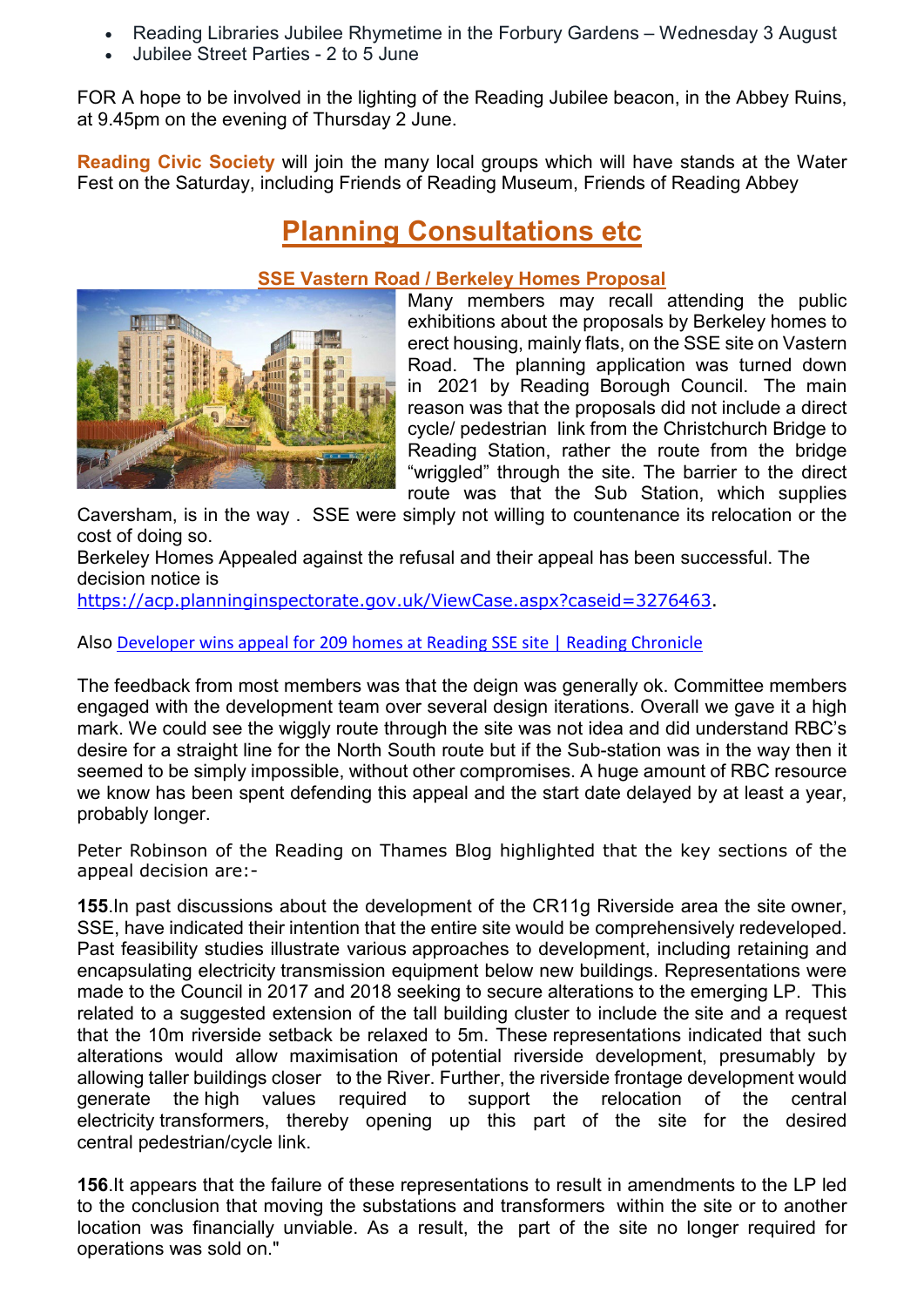- Reading Libraries Jubilee Rhymetime in the Forbury Gardens – Wednesday 3 August
- Jubilee Street Parties - 2 to 5 June

FOR A hope to be involved in the lighting of the Reading Jubilee beacon, in the Abbey Ruins, at 9.45pm on the evening of Thursday 2 June.

**Reading Civic Society** will join the many local groups which will have stands at the Water Fest on the Saturday, including Friends of Reading Museum, Friends of Reading Abbey

## Planning Consultations etc

### SSE Vastern Road / Berkeley Homes Proposal

Many members may recall attending the public exhibitions about the proposals by Berkeley homes to erect housing, mainly flats, on the SSE site on Vastern Road. The planning application was turned down in 2021 by Reading Borough Council. The main reason was that the proposals did not include a direct cycle/ pedestrian link from the Christchurch Bridge to Reading Station, rather the route from the bridge "wriggled" through the site. The barrier to the direct route was that the Sub Station, which supplies Caversham, is in the way . SSE were simply not willing to countenance its relocation or the cost of doing so.

Berkeley Homes Appealed against the refusal and their appeal has been successful. The decision notice is https://acp.planninginspectorate.gov.uk/ViewCase.aspx?caseid=3276463.

Also Developer wins appeal for 209 homes at Reading SSE site | Reading Chronicle

The feedback from most members was that the deign was generally ok. Committee members engaged with the development team over several design iterations. Overall we gave it a high mark. We could see the wiggly route through the site was not idea and did understand RBC's desire for a straight line for the North South route but if the Sub-station was in the way then it seemed to be simply impossible, without other compromises. A huge amount of RBC resource we know has been spent defending this appeal and the start date delayed by at least a year, probably longer.

Peter Robinson of the Reading on Thames Blog highlighted that the key sections of the appeal decision are:-

**155**.In past discussions about the development of the CR11g Riverside area the site owner, SSE, have indicated their intention that the entire site would be comprehensively redeveloped. Past feasibility studies illustrate various approaches to development, including retaining and encapsulating electricity transmission equipment below new buildings. Representations were made to the Council in 2017 and 2018 seeking to secure alterations to the emerging LP. This related to a suggested extension of the tall building cluster to include the site and a request that the 10m riverside setback be relaxed to 5m. These representations indicated that such alterations would allow maximisation of potential riverside development, presumably by allowing taller buildings closer to the River. Further, the riverside frontage development would generate the high values required to support the relocation of the central electricity transformers, thereby opening up this part of the site for the desired central pedestrian/cycle link.

**156**.It appears that the failure of these representations to result in amendments to the LP led to the conclusion that moving the substations and transformers within the site or to another location was financially unviable. As a result, the part of the site no longer required for operations was sold on."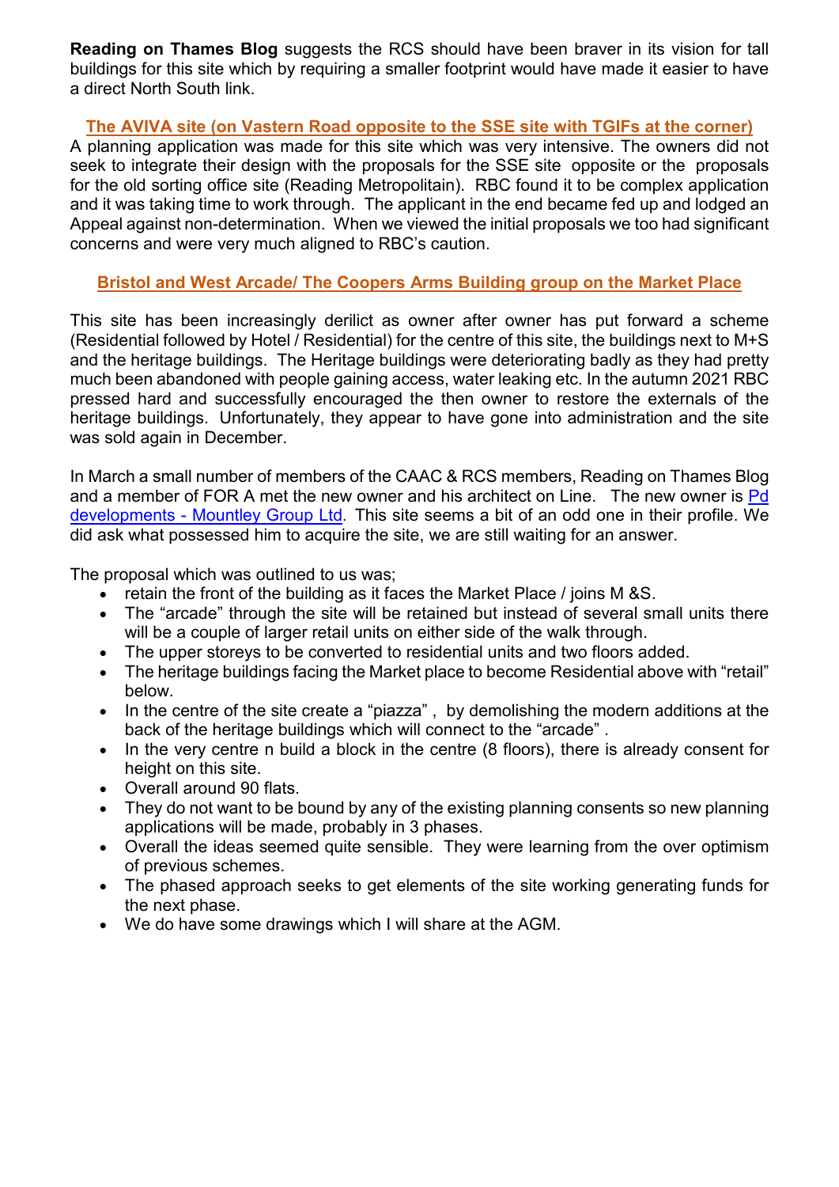**Reading on Thames Blog** suggests the RCS should have been braver in its vision for tall buildings for this site which by requiring a smaller footprint would have made it easier to have a direct North South link.

## The AVIVA site (on Vastern Road opposite to the SSE site with TGIFs at the corner)

A planning application was made for this site which was very intensive. The owners did not seek to integrate their design with the proposals for the SSE site opposite or the proposals for the old sorting office site (Reading Metropolitain). RBC found it to be complex application and it was taking time to work through. The applicant in the end became fed up and lodged an Appeal against non-determination. When we viewed the initial proposals we too had significant concerns and were very much aligned to RBC's caution.

## Bristol and West Arcade/ The Coopers Arms Building group on the Market Place

This site has been increasingly derilict as owner after owner has put forward a scheme (Residential followed by Hotel / Residential) for the centre of this site, the buildings next to M+S and the heritage buildings. The Heritage buildings were deteriorating badly as they had pretty much been abandoned with people gaining access, water leaking etc. In the autumn 2021 RBC pressed hard and successfully encouraged the then owner to restore the externals of the heritage buildings. Unfortunately, they appear to have gone into administration and the site was sold again in December.

In March a small number of members of the CAAC & RCS members, Reading on Thames Blog and a member of FOR A met the new owner and his architect on Line. The new owner is Pd developments - Mountley Group Ltd. This site seems a bit of an odd one in their profile. We did ask what possessed him to acquire the site, we are still waiting for an answer.

The proposal which was outlined to us was;

- retain the front of the building as it faces the Market Place / joins M &S.
- The "arcade" through the site will be retained but instead of several small units there will be a couple of larger retail units on either side of the walk through.
- The upper storeys to be converted to residential units and two floors added.
- The heritage buildings facing the Market place to become Residential above with "retail" below.
- In the centre of the site create a "piazza" , by demolishing the modern additions at the back of the heritage buildings which will connect to the "arcade" .
- In the very centre n build a block in the centre (8 floors), there is already consent for height on this site.
- Overall around 90 flats.
- They do not want to be bound by any of the existing planning consents so new planning applications will be made, probably in 3 phases.
- Overall the ideas seemed quite sensible. They were learning from the over optimism of previous schemes.
- The phased approach seeks to get elements of the site working generating funds for the next phase.
- We do have some drawings which I will share at the AGM.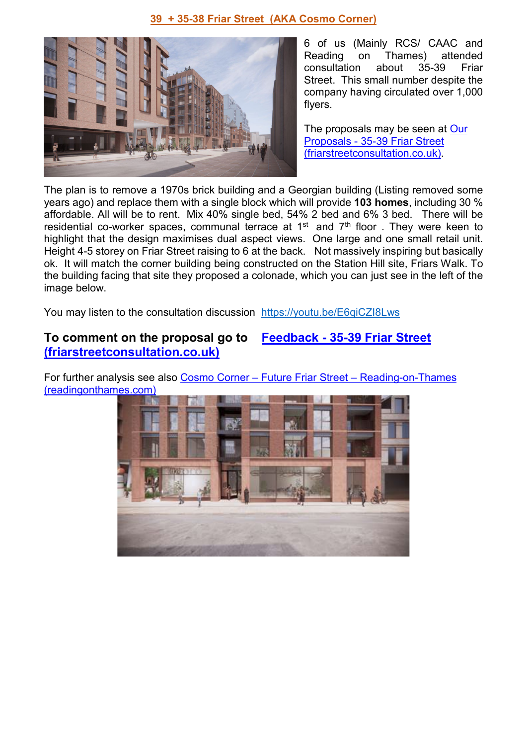## 39 + 35-38 Friar Street (AKA Cosmo Corner)

6 of us (Mainly RCS/ CAAC and Reading on Thames) attended consultation about 35-39 Friar Street. This small number despite the company having circulated over 1,000 flyers.

The proposals may be seen at Our Proposals - 35-39 Friar Street (friarstreetconsultation.co.uk).

The plan is to remove a 1970s brick building and a Georgian building (Listing removed some years ago) and replace them with a single block which will provide **103 homes**, including 30 % affordable. All will be to rent. Mix 40% single bed, 54% 2 bed and 6% 3 bed. There will be residential co-worker spaces, communal terrace at 1st and 7th floor . They were keen to highlight that the design maximises dual aspect views. One large and one small retail unit. Height 4-5 storey on Friar Street raising to 6 at the back. Not massively inspiring but basically ok. It will match the corner building being constructed on the Station Hill site, Friars Walk. To the building facing that site they proposed a colonade, which you can just see in the left of the image below.

You may listen to the consultation discussion https://youtu.be/E6qiCZI8Lws

**To comment on the proposal go to Feedback - 35-39 Friar Street (friarstreetconsultation.co.uk)**

For further analysis see also Cosmo Corner – Future Friar Street – Reading-on-Thames (readingonthames.com)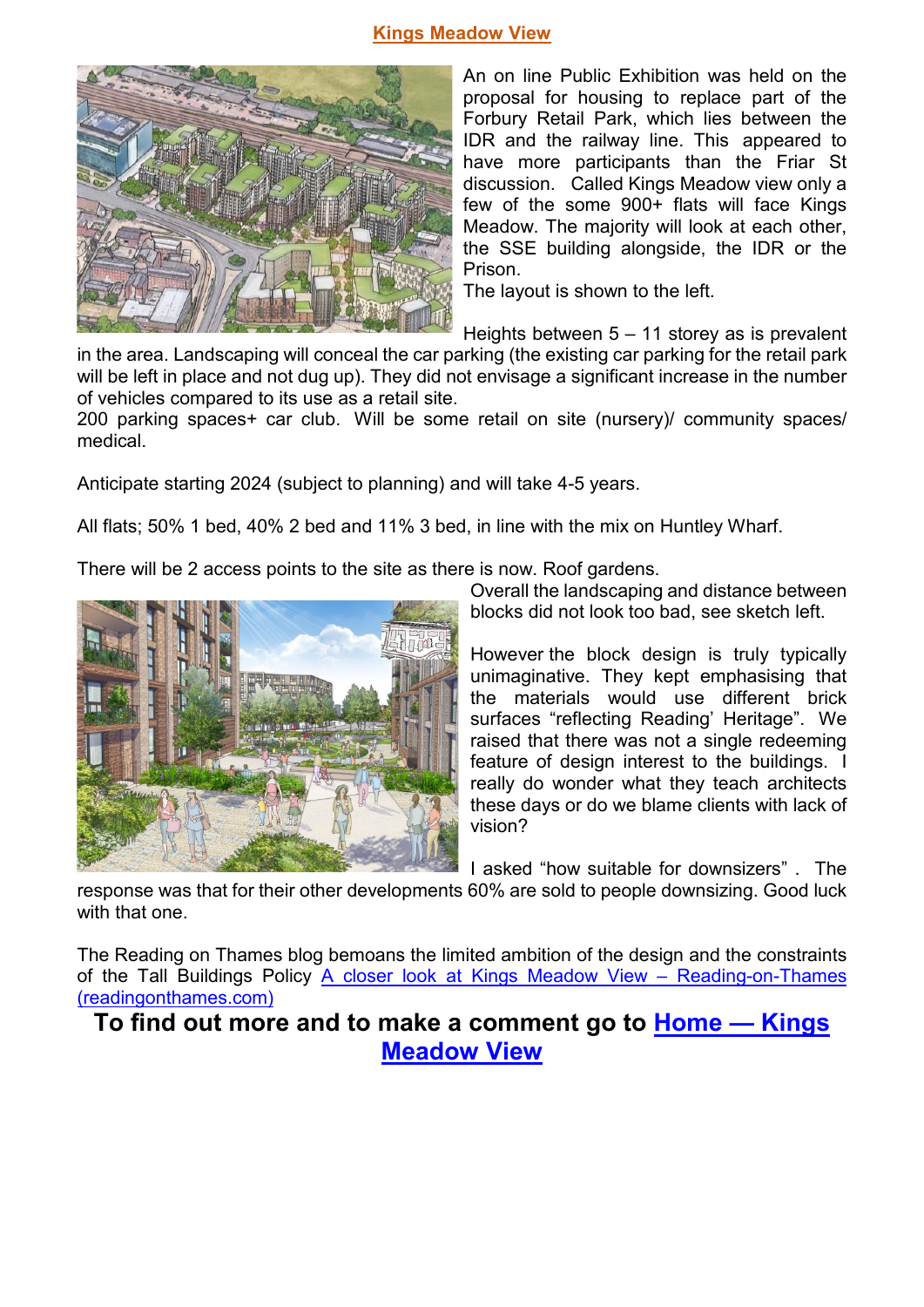## Kings Meadow View

An on line Public Exhibition was held on the proposal for housing to replace part of the Forbury Retail Park, which lies between the IDR and the railway line. This appeared to have more participants than the Friar St discussion. Called Kings Meadow view only a few of the some 900+ flats will face Kings Meadow. The majority will look at each other, the SSE building alongside, the IDR or the Prison.

The layout is shown to the left.

Heights between 5 – 11 storey as is prevalent in the area. Landscaping will conceal the car parking (the existing car parking for the retail park will be left in place and not dug up). They did not envisage a significant increase in the number of vehicles compared to its use as a retail site.

200 parking spaces+ car club. Will be some retail on site (nursery)/ community spaces/ medical.

Anticipate starting 2024 (subject to planning) and will take 4-5 years.

All flats; 50% 1 bed, 40% 2 bed and 11% 3 bed, in line with the mix on Huntley Wharf.

There will be 2 access points to the site as there is now. Roof gardens.

Overall the landscaping and distance between blocks did not look too bad, see sketch left.

However the block design is truly typically unimaginative. They kept emphasising that the materials would use different brick surfaces "reflecting Reading' Heritage". We raised that there was not a single redeeming feature of design interest to the buildings. I really do wonder what they teach architects these days or do we blame clients with lack of vision?

I asked "how suitable for downsizers" . The response was that for their other developments 60% are sold to people downsizing. Good luck with that one.

The Reading on Thames blog bemoans the limited ambition of the design and the constraints of the Tall Buildings Policy [A closer look at Kings Meadow View – Reading-on-Thames (readingonthames.com)]

**To find out more and to make a comment go to [Home — Kings Meadow View]**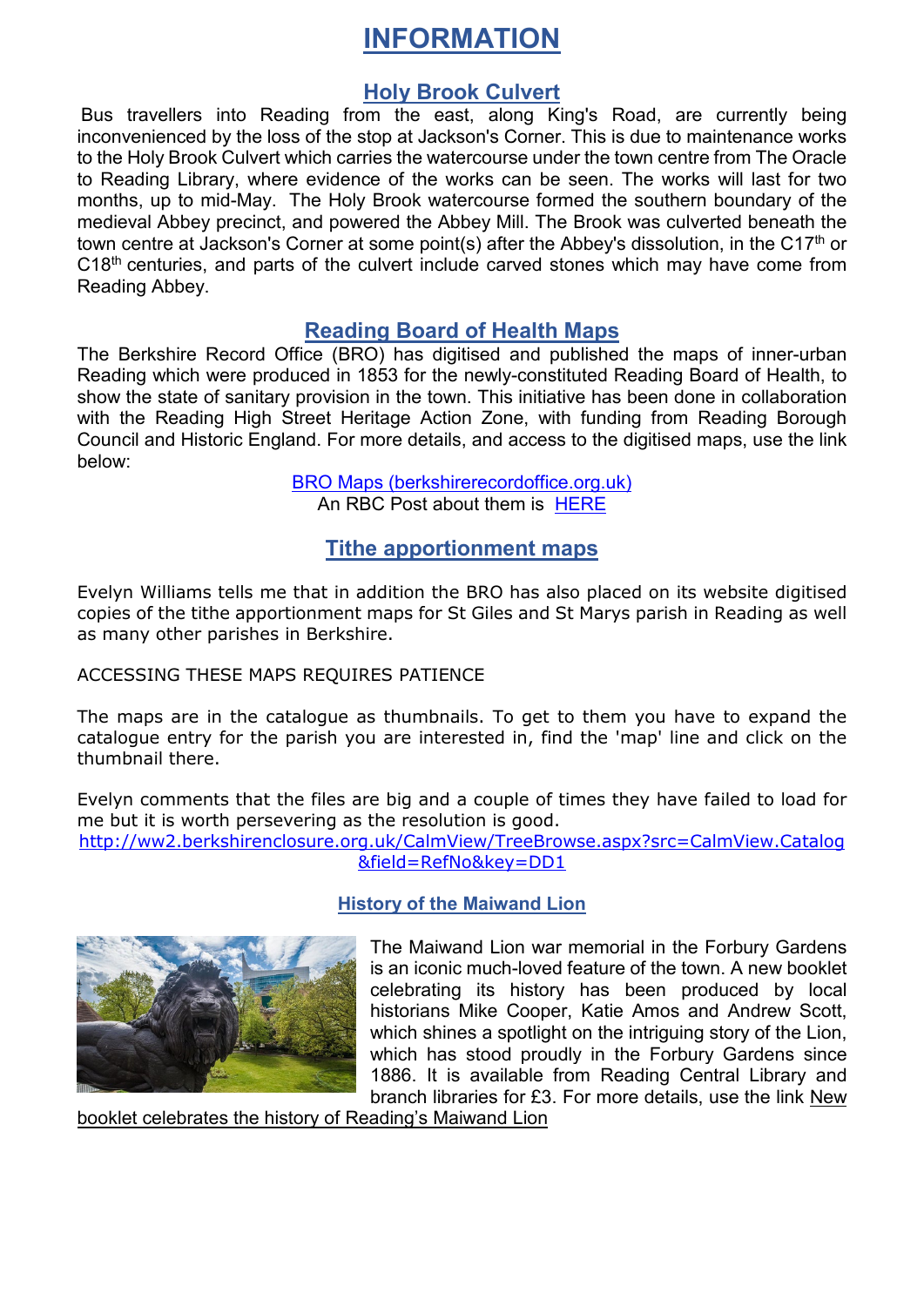# INFORMATION

## Holy Brook Culvert

Bus travellers into Reading from the east, along King's Road, are currently being inconvenienced by the loss of the stop at Jackson's Corner. This is due to maintenance works to the Holy Brook Culvert which carries the watercourse under the town centre from The Oracle to Reading Library, where evidence of the works can be seen. The works will last for two months, up to mid-May. The Holy Brook watercourse formed the southern boundary of the medieval Abbey precinct, and powered the Abbey Mill. The Brook was culverted beneath the town centre at Jackson's Corner at some point(s) after the Abbey's dissolution, in the C17th or C18th centuries, and parts of the culvert include carved stones which may have come from Reading Abbey.

## Reading Board of Health Maps

The Berkshire Record Office (BRO) has digitised and published the maps of inner-urban Reading which were produced in 1853 for the newly-constituted Reading Board of Health, to show the state of sanitary provision in the town. This initiative has been done in collaboration with the Reading High Street Heritage Action Zone, with funding from Reading Borough Council and Historic England. For more details, and access to the digitised maps, use the link below:

BRO Maps (berkshirerecordoffice.org.uk)

An RBC Post about them is HERE

## Tithe apportionment maps

Evelyn Williams tells me that in addition the BRO has also placed on its website digitised copies of the tithe apportionment maps for St Giles and St Marys parish in Reading as well as many other parishes in Berkshire.

ACCESSING THESE MAPS REQUIRES PATIENCE

The maps are in the catalogue as thumbnails. To get to them you have to expand the catalogue entry for the parish you are interested in, find the 'map' line and click on the thumbnail there.

Evelyn comments that the files are big and a couple of times they have failed to load for me but it is worth persevering as the resolution is good.

http://ww2.berkshirenclosure.org.uk/CalmView/TreeBrowse.aspx?src=CalmView.Catalog&field=RefNo&key=DD1

## History of the Maiwand Lion

The Maiwand Lion war memorial in the Forbury Gardens is an iconic much-loved feature of the town. A new booklet celebrating its history has been produced by local historians Mike Cooper, Katie Amos and Andrew Scott, which shines a spotlight on the intriguing story of the Lion, which has stood proudly in the Forbury Gardens since 1886. It is available from Reading Central Library and branch libraries for £3. For more details, use the link New booklet celebrates the history of Reading's Maiwand Lion